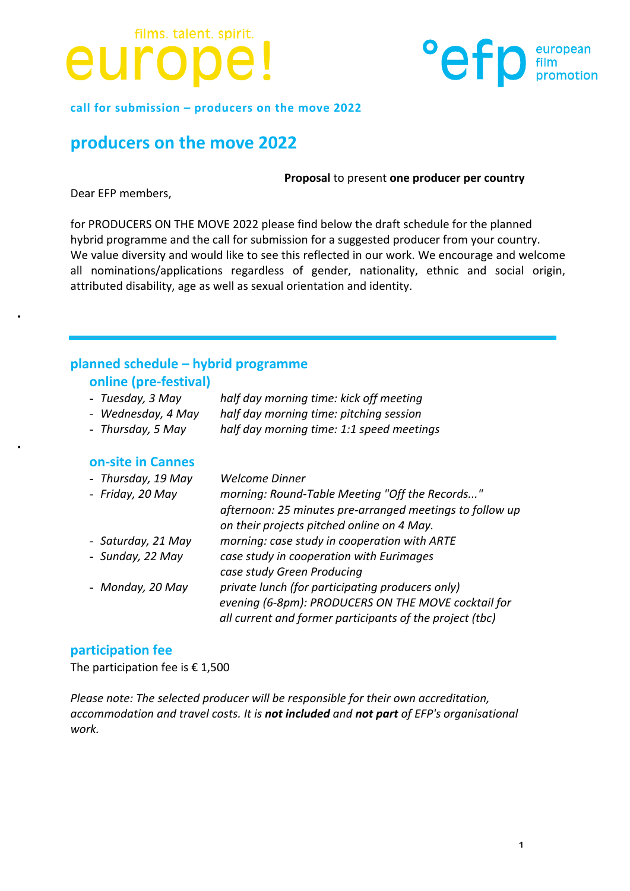films. talent. spirit.

europe!

°efp european film promotion

**call for submission – producers on the move 2022**

# producers on the move 2022

**Proposal** to present **one producer per country**

Dear EFP members,

for PRODUCERS ON THE MOVE 2022 please find below the draft schedule for the planned hybrid programme and the call for submission for a suggested producer from your country. We value diversity and would like to see this reflected in our work. We encourage and welcome all nominations/applications regardless of gender, nationality, ethnic and social origin, attributed disability, age as well as sexual orientation and identity.

---

## planned schedule – hybrid programme

### online (pre-festival)

- *Tuesday, 3 May* — *half day morning time: kick off meeting*
- *Wednesday, 4 May* — *half day morning time: pitching session*
- *Thursday, 5 May* — *half day morning time: 1:1 speed meetings*

### on-site in Cannes

- *Thursday, 19 May* — *Welcome Dinner*
- *Friday, 20 May* — *morning: Round-Table Meeting "Off the Records..."*
  *afternoon: 25 minutes pre-arranged meetings to follow up on their projects pitched online on 4 May.*
- *Saturday, 21 May* — *morning: case study in cooperation with ARTE*
- *Sunday, 22 May* — *case study in cooperation with Eurimages*
  *case study Green Producing*
- *Monday, 20 May* — *private lunch (for participating producers only)*
  *evening (6-8pm): PRODUCERS ON THE MOVE cocktail for all current and former participants of the project (tbc)*

## participation fee

The participation fee is € 1,500

*Please note: The selected producer will be responsible for their own accreditation, accommodation and travel costs. It is* ***not included*** *and* ***not part*** *of EFP's organisational work.*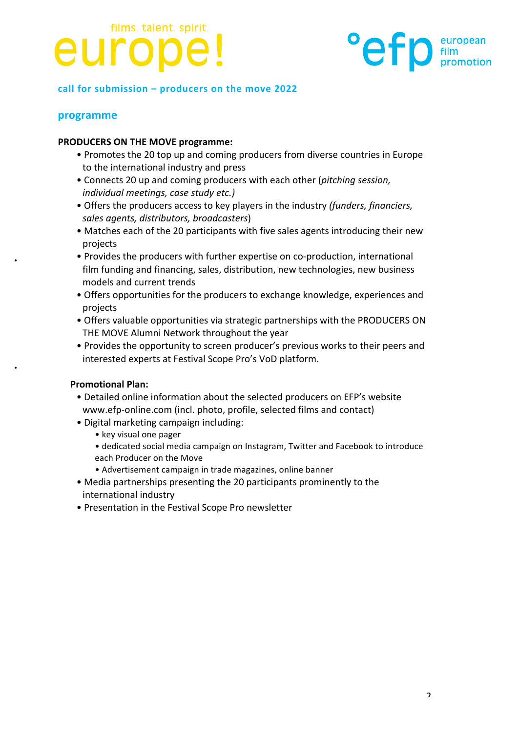**call for submission – producers on the move 2022**

## programme

**PRODUCERS ON THE MOVE programme:**

- Promotes the 20 top up and coming producers from diverse countries in Europe to the international industry and press
- Connects 20 up and coming producers with each other (*pitching session, individual meetings, case study etc.)*
- Offers the producers access to key players in the industry *(funders, financiers, sales agents, distributors, broadcasters*)
- Matches each of the 20 participants with five sales agents introducing their new projects
- Provides the producers with further expertise on co-production, international film funding and financing, sales, distribution, new technologies, new business models and current trends
- Offers opportunities for the producers to exchange knowledge, experiences and projects
- Offers valuable opportunities via strategic partnerships with the PRODUCERS ON THE MOVE Alumni Network throughout the year
- Provides the opportunity to screen producer's previous works to their peers and interested experts at Festival Scope Pro's VoD platform.

**Promotional Plan:**

- Detailed online information about the selected producers on EFP's website www.efp-online.com (incl. photo, profile, selected films and contact)
- Digital marketing campaign including:
  - key visual one pager
  - dedicated social media campaign on Instagram, Twitter and Facebook to introduce each Producer on the Move
  - Advertisement campaign in trade magazines, online banner
- Media partnerships presenting the 20 participants prominently to the international industry
- Presentation in the Festival Scope Pro newsletter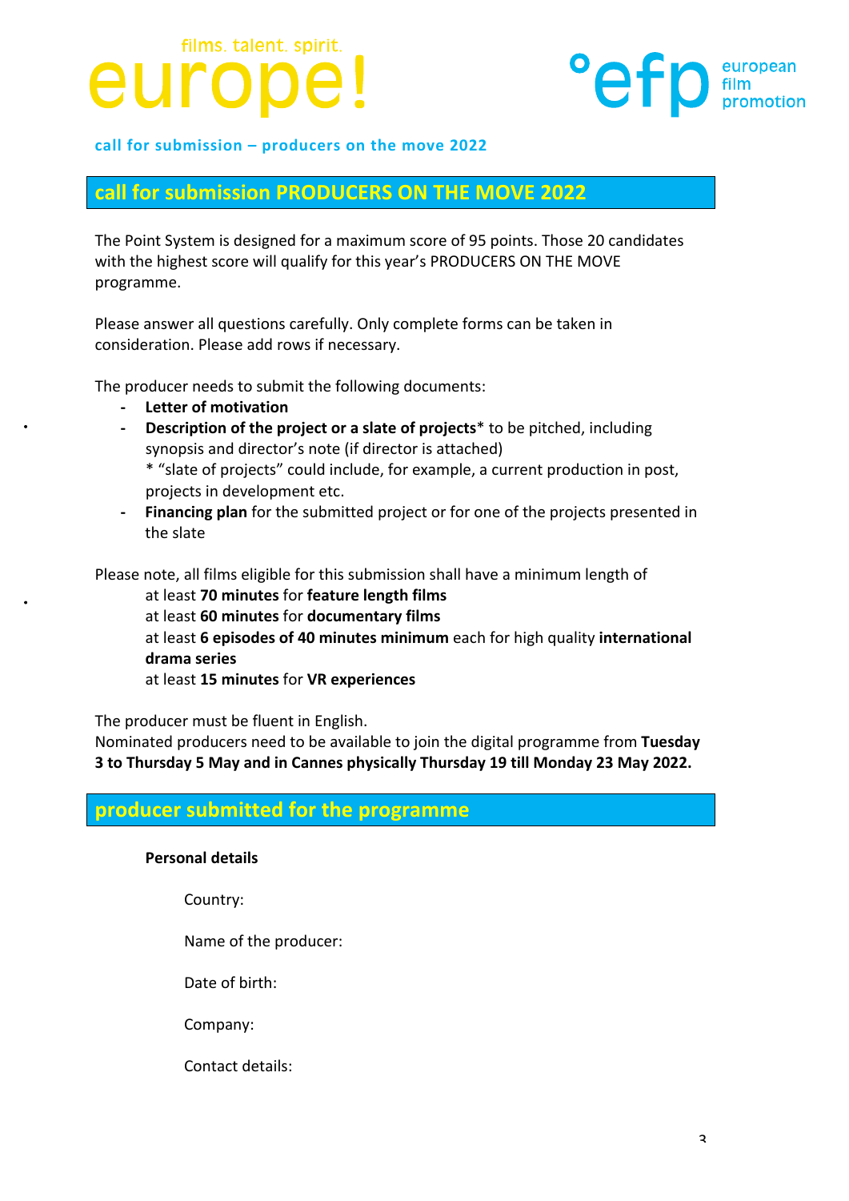films. talent. spirit.
europe!

°efp european film promotion

call for submission – producers on the move 2022

## call for submission PRODUCERS ON THE MOVE 2022

The Point System is designed for a maximum score of 95 points. Those 20 candidates with the highest score will qualify for this year's PRODUCERS ON THE MOVE programme.

Please answer all questions carefully. Only complete forms can be taken in consideration. Please add rows if necessary.

The producer needs to submit the following documents:

- **Letter of motivation**
- **Description of the project or a slate of projects*** to be pitched, including synopsis and director's note (if director is attached)
  * "slate of projects" could include, for example, a current production in post, projects in development etc.
- **Financing plan** for the submitted project or for one of the projects presented in the slate

Please note, all films eligible for this submission shall have a minimum length of

at least **70 minutes** for **feature length films**
at least **60 minutes** for **documentary films**
at least **6 episodes of 40 minutes minimum** each for high quality **international drama series**
at least **15 minutes** for **VR experiences**

The producer must be fluent in English.
Nominated producers need to be available to join the digital programme from **Tuesday 3 to Thursday 5 May and in Cannes physically Thursday 19 till Monday 23 May 2022.**

## producer submitted for the programme

**Personal details**

Country:

Name of the producer:

Date of birth:

Company:

Contact details: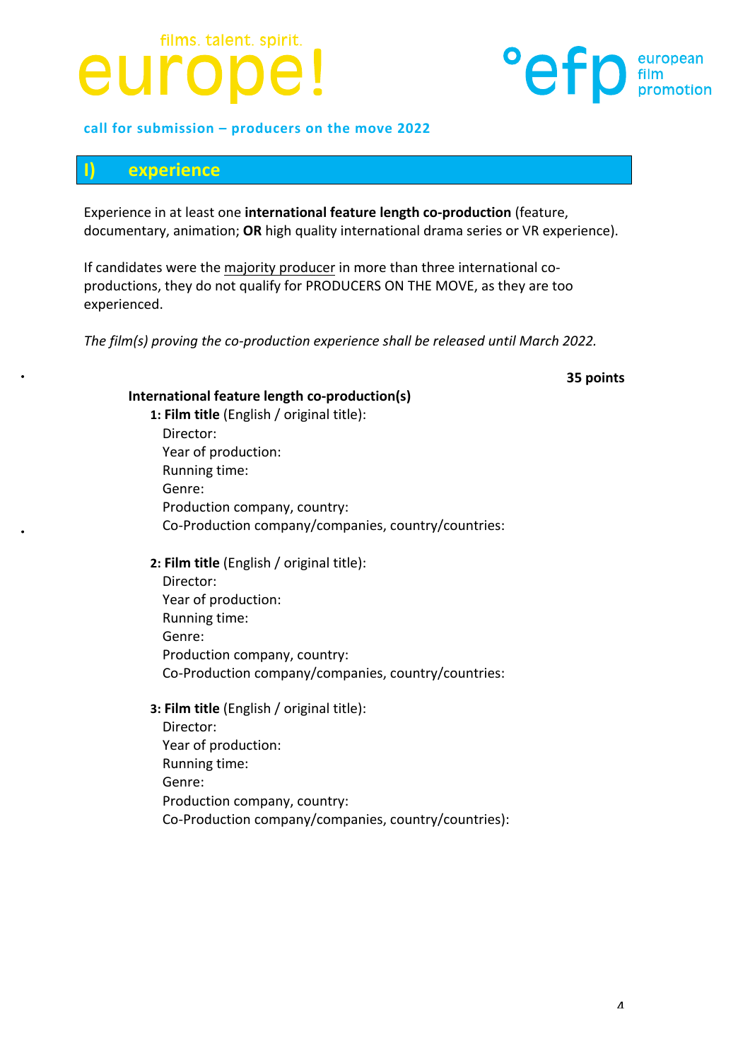call for submission – producers on the move 2022

## I) experience

Experience in at least one **international feature length co-production** (feature, documentary, animation; **OR** high quality international drama series or VR experience).

If candidates were the majority producer in more than three international co-productions, they do not qualify for PRODUCERS ON THE MOVE, as they are too experienced.

*The film(s) proving the co-production experience shall be released until March 2022.*

**35 points**

**International feature length co-production(s)**

**1: Film title** (English / original title):
Director:
Year of production:
Running time:
Genre:
Production company, country:
Co-Production company/companies, country/countries:

**2: Film title** (English / original title):
Director:
Year of production:
Running time:
Genre:
Production company, country:
Co-Production company/companies, country/countries:

**3: Film title** (English / original title):
Director:
Year of production:
Running time:
Genre:
Production company, country:
Co-Production company/companies, country/countries):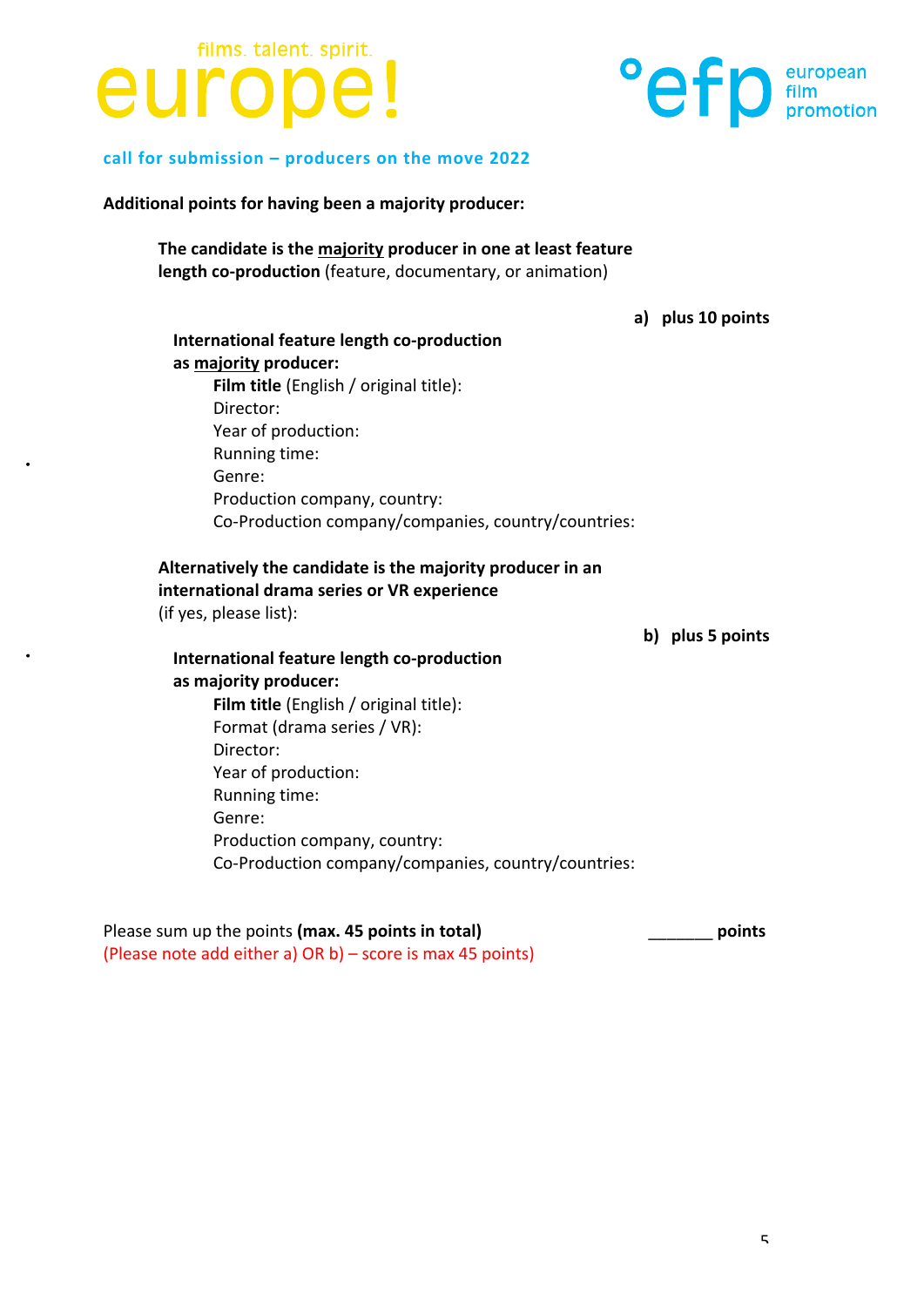**call for submission – producers on the move 2022**

**Additional points for having been a majority producer:**

- **The candidate is the majority producer in one at least feature length co-production** (feature, documentary, or animation)

**a) plus 10 points**

**International feature length co-production as majority producer:**

**Film title** (English / original title):
Director:
Year of production:
Running time:
Genre:
Production company, country:
Co-Production company/companies, country/countries:

- **Alternatively the candidate is the majority producer in an international drama series or VR experience** (if yes, please list):

**b) plus 5 points**

**International feature length co-production as majority producer:**

**Film title** (English / original title):
Format (drama series / VR):
Director:
Year of production:
Running time:
Genre:
Production company, country:
Co-Production company/companies, country/countries:

Please sum up the points **(max. 45 points in total)** _______ **points**
(Please note add either a) OR b) – score is max 45 points)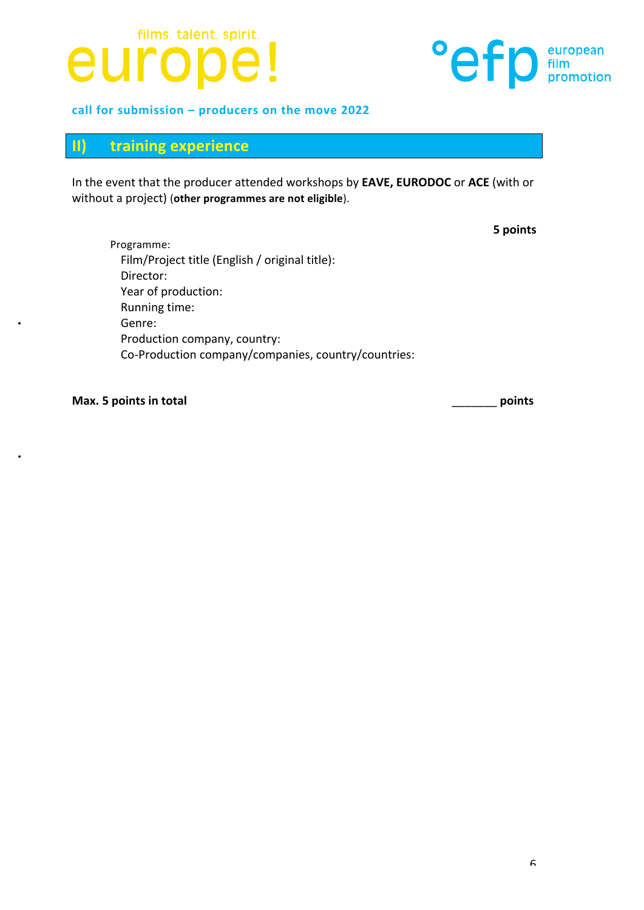**call for submission – producers on the move 2022**

## II) training experience

In the event that the producer attended workshops by **EAVE, EURODOC** or **ACE** (with or without a project) (**other programmes are not eligible**).

**5 points**

Programme:
- Film/Project title (English / original title):
- Director:
- Year of production:
- Running time:
- Genre:
- Production company, country:
- Co-Production company/companies, country/countries:

**Max. 5 points in total** _______ **points**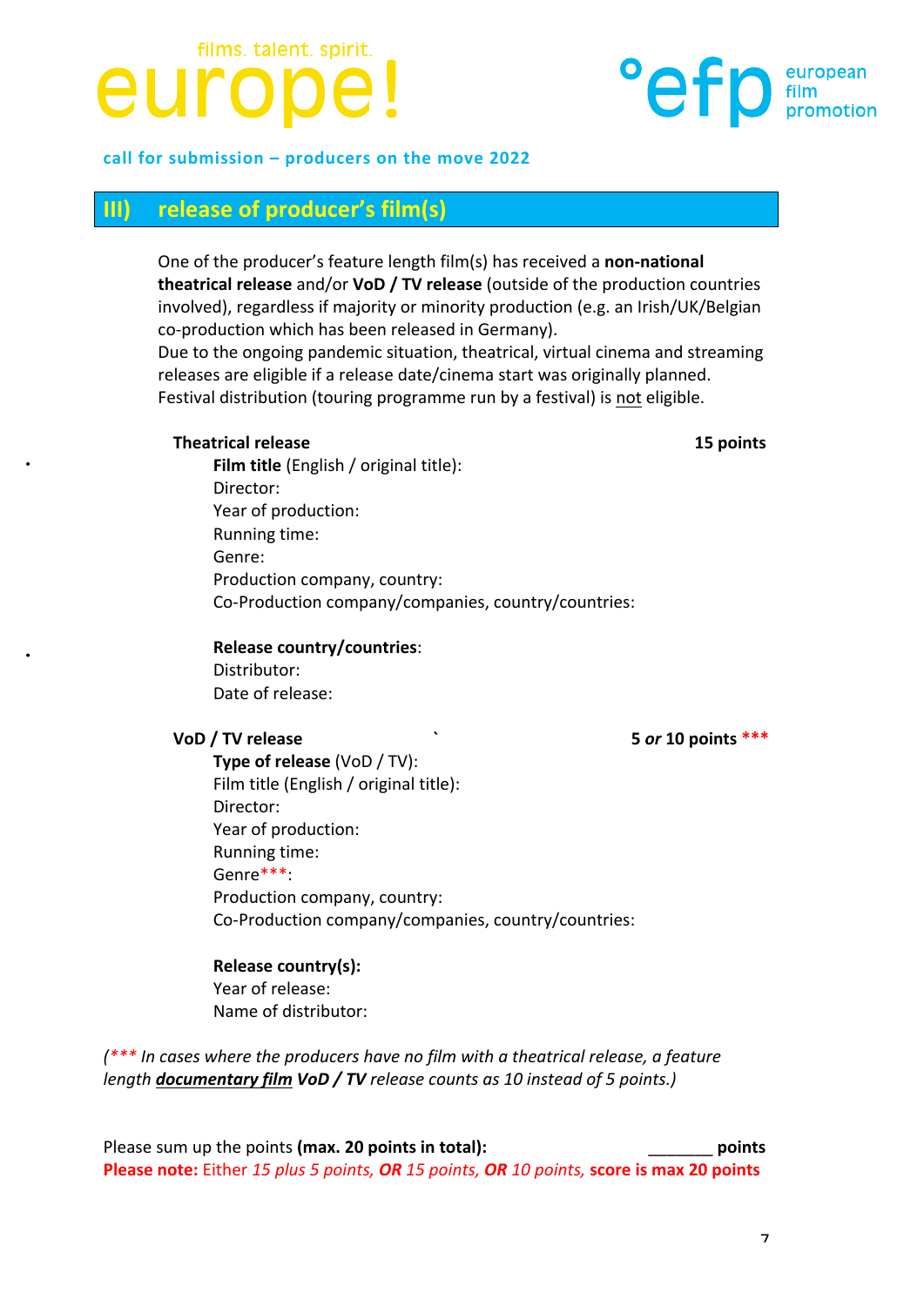## III) release of producer's film(s)

One of the producer's feature length film(s) has received a **non-national theatrical release** and/or **VoD / TV release** (outside of the production countries involved), regardless if majority or minority production (e.g. an Irish/UK/Belgian co-production which has been released in Germany).
Due to the ongoing pandemic situation, theatrical, virtual cinema and streaming releases are eligible if a release date/cinema start was originally planned.
Festival distribution (touring programme run by a festival) is not eligible.

**Theatrical release** **15 points**

- **Film title** (English / original title):
  Director:
  Year of production:
  Running time:
  Genre:
  Production company, country:
  Co-Production company/companies, country/countries:

- **Release country/countries**:
  Distributor:
  Date of release:

**VoD / TV release** ` **5 *or* 10 points \*\*\***

**Type of release** (VoD / TV):
Film title (English / original title):
Director:
Year of production:
Running time:
Genre***:
Production company, country:
Co-Production company/companies, country/countries:

**Release country(s):**
Year of release:
Name of distributor:

*(\*\*\* In cases where the producers have no film with a theatrical release, a feature length **documentary film** **VoD / TV** release counts as 10 instead of 5 points.)*

Please sum up the points **(max. 20 points in total):** _______ **points**

**Please note:** Either *15 plus 5 points*, ***OR*** *15 points*, ***OR*** *10 points*, **score is max 20 points**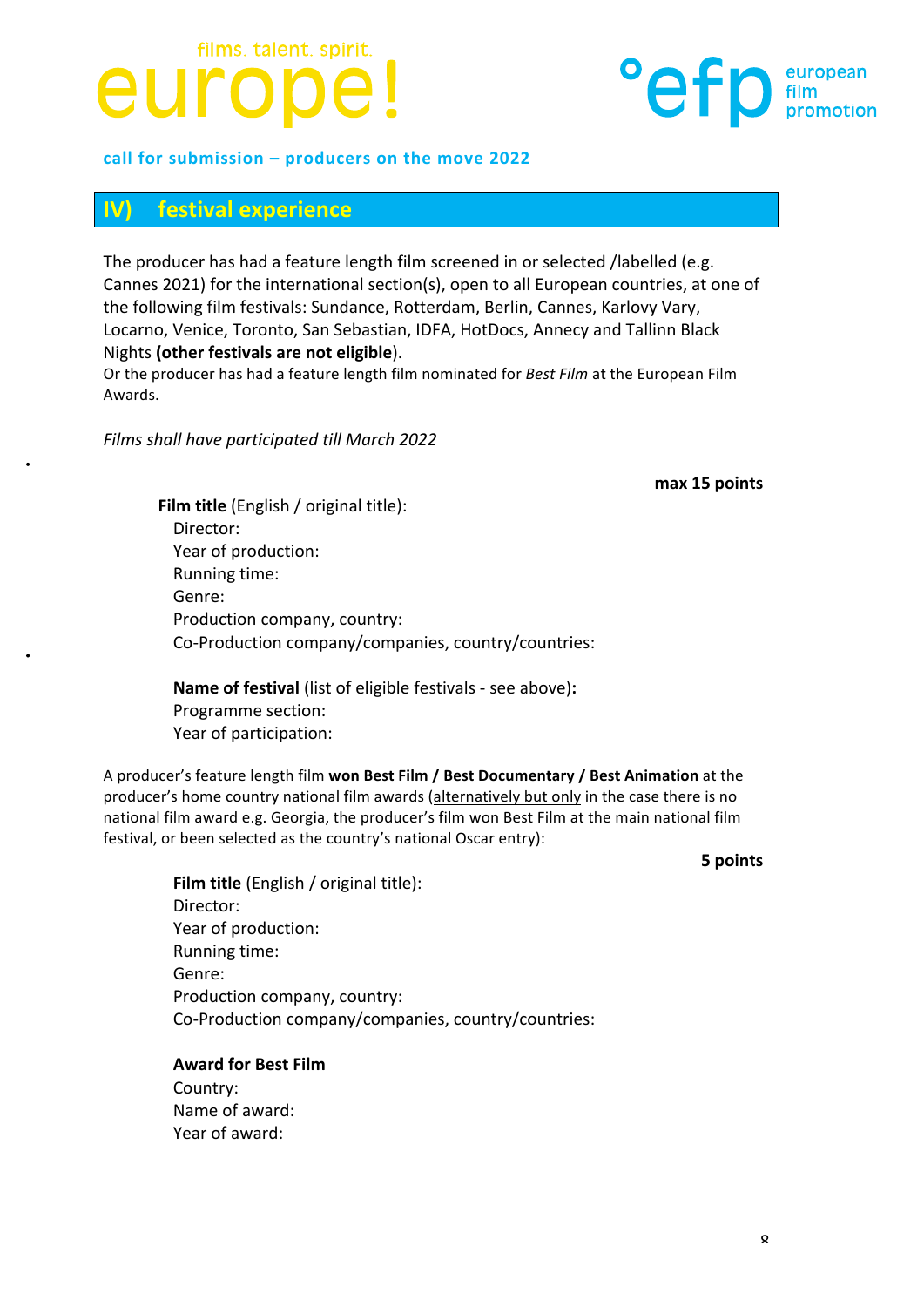## IV) festival experience

The producer has had a feature length film screened in or selected /labelled (e.g. Cannes 2021) for the international section(s), open to all European countries, at one of the following film festivals: Sundance, Rotterdam, Berlin, Cannes, Karlovy Vary, Locarno, Venice, Toronto, San Sebastian, IDFA, HotDocs, Annecy and Tallinn Black Nights **(other festivals are not eligible)**.
Or the producer has had a feature length film nominated for *Best Film* at the European Film Awards.

*Films shall have participated till March 2022*

**max 15 points**

**Film title** (English / original title):
Director:
Year of production:
Running time:
Genre:
Production company, country:
Co-Production company/companies, country/countries:

**Name of festival** (list of eligible festivals - see above)**:**
Programme section:
Year of participation:

A producer's feature length film **won Best Film / Best Documentary / Best Animation** at the producer's home country national film awards (alternatively but only in the case there is no national film award e.g. Georgia, the producer's film won Best Film at the main national film festival, or been selected as the country's national Oscar entry):

**5 points**

**Film title** (English / original title):
Director:
Year of production:
Running time:
Genre:
Production company, country:
Co-Production company/companies, country/countries:

**Award for Best Film**
Country:
Name of award:
Year of award: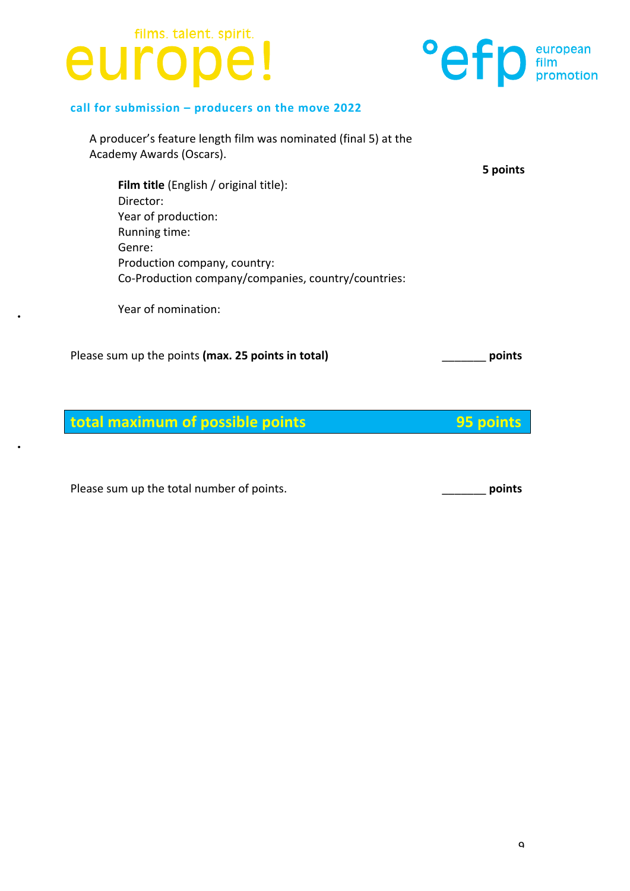A producer's feature length film was nominated (final 5) at the Academy Awards (Oscars).

**5 points**

**Film title** (English / original title):
Director:
Year of production:
Running time:
Genre:
Production company, country:
Co-Production company/companies, country/countries:

Year of nomination:

Please sum up the points **(max. 25 points in total)** _______ **points**

| **total maximum of possible points** | **95 points** |
| --- | --- |

Please sum up the total number of points. _______ **points**